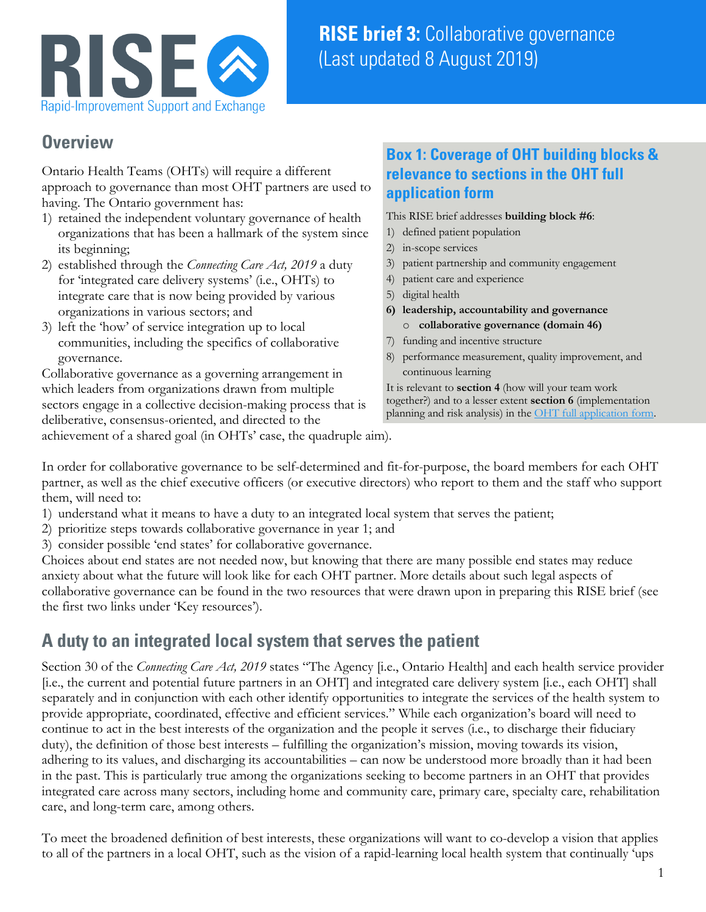# RISE brief 3: Collaborative governance (Last updated 8 August 2019)

RISE Rapid-Improvement Support and Exchange

## Overview

Ontario Health Teams (OHTs) will require a different approach to governance than most OHT partners are used to having. The Ontario government has:

1) retained the independent voluntary governance of health organizations that has been a hallmark of the system since its beginning;
2) established through the *Connecting Care Act, 2019* a duty for 'integrated care delivery systems' (i.e., OHTs) to integrate care that is now being provided by various organizations in various sectors; and
3) left the 'how' of service integration up to local communities, including the specifics of collaborative governance.

Collaborative governance as a governing arrangement in which leaders from organizations drawn from multiple sectors engage in a collective decision-making process that is deliberative, consensus-oriented, and directed to the achievement of a shared goal (in OHTs' case, the quadruple aim).

### Box 1: Coverage of OHT building blocks & relevance to sections in the OHT full application form

This RISE brief addresses **building block #6**:

1) defined patient population
2) in-scope services
3) patient partnership and community engagement
4) patient care and experience
5) digital health
6) **leadership, accountability and governance**
   - **collaborative governance (domain 46)**
7) funding and incentive structure
8) performance measurement, quality improvement, and continuous learning

It is relevant to **section 4** (how will your team work together?) and to a lesser extent **section 6** (implementation planning and risk analysis) in the OHT full application form.

In order for collaborative governance to be self-determined and fit-for-purpose, the board members for each OHT partner, as well as the chief executive officers (or executive directors) who report to them and the staff who support them, will need to:

1) understand what it means to have a duty to an integrated local system that serves the patient;
2) prioritize steps towards collaborative governance in year 1; and
3) consider possible 'end states' for collaborative governance.

Choices about end states are not needed now, but knowing that there are many possible end states may reduce anxiety about what the future will look like for each OHT partner. More details about such legal aspects of collaborative governance can be found in the two resources that were drawn upon in preparing this RISE brief (see the first two links under 'Key resources').

## A duty to an integrated local system that serves the patient

Section 30 of the *Connecting Care Act, 2019* states "The Agency [i.e., Ontario Health] and each health service provider [i.e., the current and potential future partners in an OHT] and integrated care delivery system [i.e., each OHT] shall separately and in conjunction with each other identify opportunities to integrate the services of the health system to provide appropriate, coordinated, effective and efficient services." While each organization's board will need to continue to act in the best interests of the organization and the people it serves (i.e., to discharge their fiduciary duty), the definition of those best interests – fulfilling the organization's mission, moving towards its vision, adhering to its values, and discharging its accountabilities – can now be understood more broadly than it had been in the past. This is particularly true among the organizations seeking to become partners in an OHT that provides integrated care across many sectors, including home and community care, primary care, specialty care, rehabilitation care, and long-term care, among others.

To meet the broadened definition of best interests, these organizations will want to co-develop a vision that applies to all of the partners in a local OHT, such as the vision of a rapid-learning local health system that continually 'ups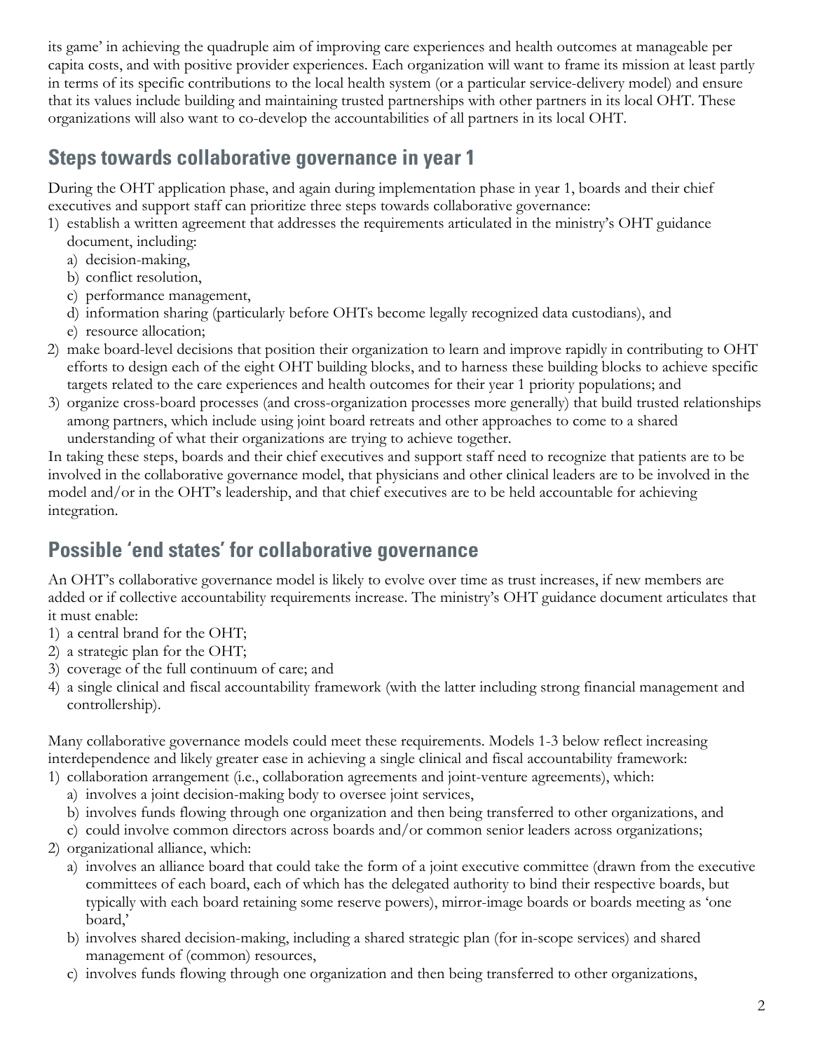its game' in achieving the quadruple aim of improving care experiences and health outcomes at manageable per capita costs, and with positive provider experiences. Each organization will want to frame its mission at least partly in terms of its specific contributions to the local health system (or a particular service-delivery model) and ensure that its values include building and maintaining trusted partnerships with other partners in its local OHT. These organizations will also want to co-develop the accountabilities of all partners in its local OHT.

## Steps towards collaborative governance in year 1

During the OHT application phase, and again during implementation phase in year 1, boards and their chief executives and support staff can prioritize three steps towards collaborative governance:

1) establish a written agreement that addresses the requirements articulated in the ministry's OHT guidance document, including:
   a) decision-making,
   b) conflict resolution,
   c) performance management,
   d) information sharing (particularly before OHTs become legally recognized data custodians), and
   e) resource allocation;
2) make board-level decisions that position their organization to learn and improve rapidly in contributing to OHT efforts to design each of the eight OHT building blocks, and to harness these building blocks to achieve specific targets related to the care experiences and health outcomes for their year 1 priority populations; and
3) organize cross-board processes (and cross-organization processes more generally) that build trusted relationships among partners, which include using joint board retreats and other approaches to come to a shared understanding of what their organizations are trying to achieve together.

In taking these steps, boards and their chief executives and support staff need to recognize that patients are to be involved in the collaborative governance model, that physicians and other clinical leaders are to be involved in the model and/or in the OHT's leadership, and that chief executives are to be held accountable for achieving integration.

## Possible 'end states' for collaborative governance

An OHT's collaborative governance model is likely to evolve over time as trust increases, if new members are added or if collective accountability requirements increase. The ministry's OHT guidance document articulates that it must enable:

1) a central brand for the OHT;
2) a strategic plan for the OHT;
3) coverage of the full continuum of care; and
4) a single clinical and fiscal accountability framework (with the latter including strong financial management and controllership).

Many collaborative governance models could meet these requirements. Models 1-3 below reflect increasing interdependence and likely greater ease in achieving a single clinical and fiscal accountability framework:

1) collaboration arrangement (i.e., collaboration agreements and joint-venture agreements), which:
   a) involves a joint decision-making body to oversee joint services,
   b) involves funds flowing through one organization and then being transferred to other organizations, and
   c) could involve common directors across boards and/or common senior leaders across organizations;
2) organizational alliance, which:
   a) involves an alliance board that could take the form of a joint executive committee (drawn from the executive committees of each board, each of which has the delegated authority to bind their respective boards, but typically with each board retaining some reserve powers), mirror-image boards or boards meeting as 'one board,'
   b) involves shared decision-making, including a shared strategic plan (for in-scope services) and shared management of (common) resources,
   c) involves funds flowing through one organization and then being transferred to other organizations,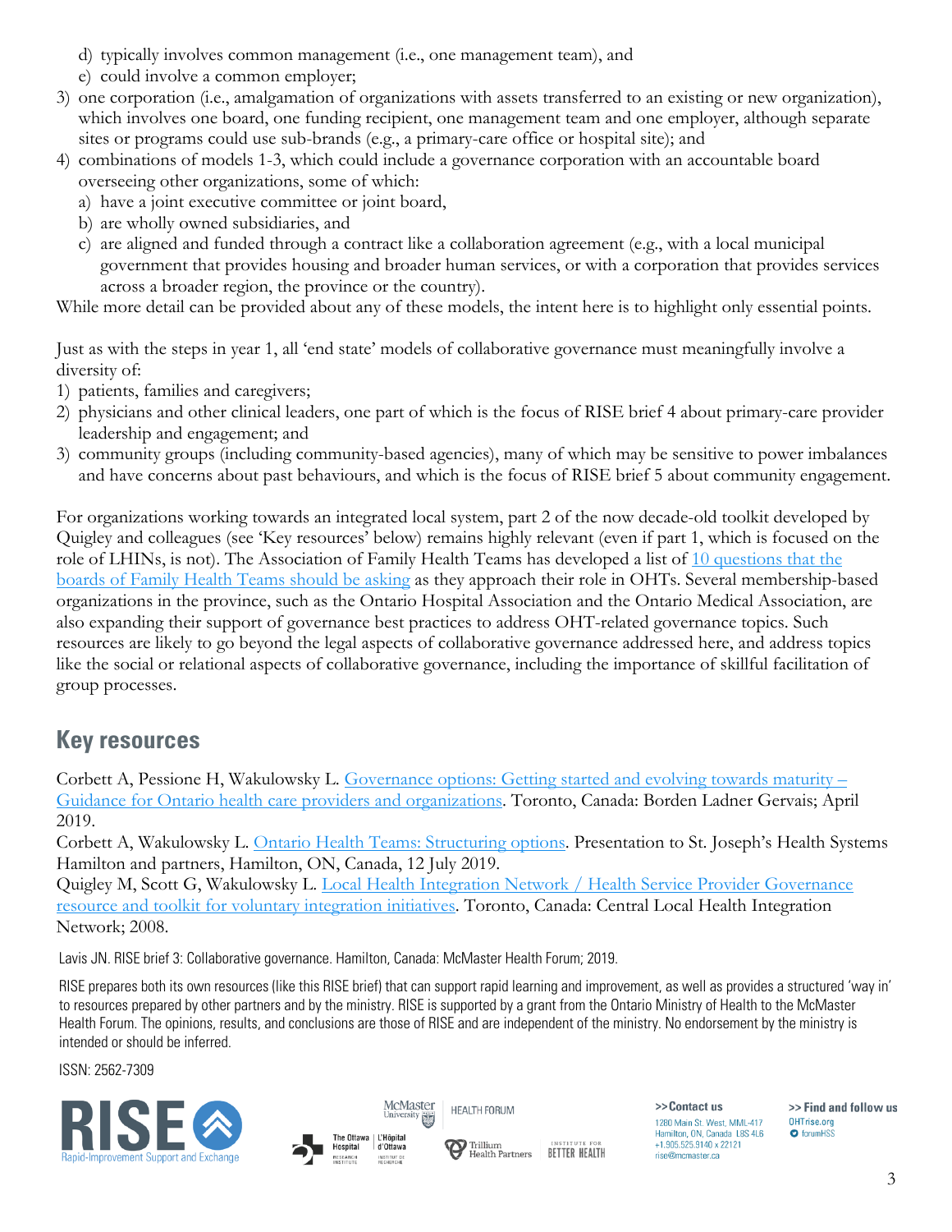d) typically involves common management (i.e., one management team), and
e) could involve a common employer;

3) one corporation (i.e., amalgamation of organizations with assets transferred to an existing or new organization), which involves one board, one funding recipient, one management team and one employer, although separate sites or programs could use sub-brands (e.g., a primary-care office or hospital site); and
4) combinations of models 1-3, which could include a governance corporation with an accountable board overseeing other organizations, some of which:
   a) have a joint executive committee or joint board,
   b) are wholly owned subsidiaries, and
   c) are aligned and funded through a contract like a collaboration agreement (e.g., with a local municipal government that provides housing and broader human services, or with a corporation that provides services across a broader region, the province or the country).

While more detail can be provided about any of these models, the intent here is to highlight only essential points.

Just as with the steps in year 1, all 'end state' models of collaborative governance must meaningfully involve a diversity of:

1) patients, families and caregivers;
2) physicians and other clinical leaders, one part of which is the focus of RISE brief 4 about primary-care provider leadership and engagement; and
3) community groups (including community-based agencies), many of which may be sensitive to power imbalances and have concerns about past behaviours, and which is the focus of RISE brief 5 about community engagement.

For organizations working towards an integrated local system, part 2 of the now decade-old toolkit developed by Quigley and colleagues (see 'Key resources' below) remains highly relevant (even if part 1, which is focused on the role of LHINs, is not). The Association of Family Health Teams has developed a list of 10 questions that the boards of Family Health Teams should be asking as they approach their role in OHTs. Several membership-based organizations in the province, such as the Ontario Hospital Association and the Ontario Medical Association, are also expanding their support of governance best practices to address OHT-related governance topics. Such resources are likely to go beyond the legal aspects of collaborative governance addressed here, and address topics like the social or relational aspects of collaborative governance, including the importance of skillful facilitation of group processes.

## Key resources

Corbett A, Pessione H, Wakulowsky L. Governance options: Getting started and evolving towards maturity – Guidance for Ontario health care providers and organizations. Toronto, Canada: Borden Ladner Gervais; April 2019.

Corbett A, Wakulowsky L. Ontario Health Teams: Structuring options. Presentation to St. Joseph's Health Systems Hamilton and partners, Hamilton, ON, Canada, 12 July 2019.

Quigley M, Scott G, Wakulowsky L. Local Health Integration Network / Health Service Provider Governance resource and toolkit for voluntary integration initiatives. Toronto, Canada: Central Local Health Integration Network; 2008.

Lavis JN. RISE brief 3: Collaborative governance. Hamilton, Canada: McMaster Health Forum; 2019.

RISE prepares both its own resources (like this RISE brief) that can support rapid learning and improvement, as well as provides a structured 'way in' to resources prepared by other partners and by the ministry. RISE is supported by a grant from the Ontario Ministry of Health to the McMaster Health Forum. The opinions, results, and conclusions are those of RISE and are independent of the ministry. No endorsement by the ministry is intended or should be inferred.

ISSN: 2562-7309

RISE Rapid-Improvement Support and Exchange

McMaster University HEALTH FORUM

The Ottawa Hospital Research Institute | L'Hôpital d'Ottawa Institut de recherche

Trillium Health Partners

Institute for Better Health

>>Contact us
1280 Main St. West, MML-417
Hamilton, ON, Canada L8S 4L6
+1.905.525.9140 x 22121
rise@mcmaster.ca

>> Find and follow us
OHTrise.org
forumHSS